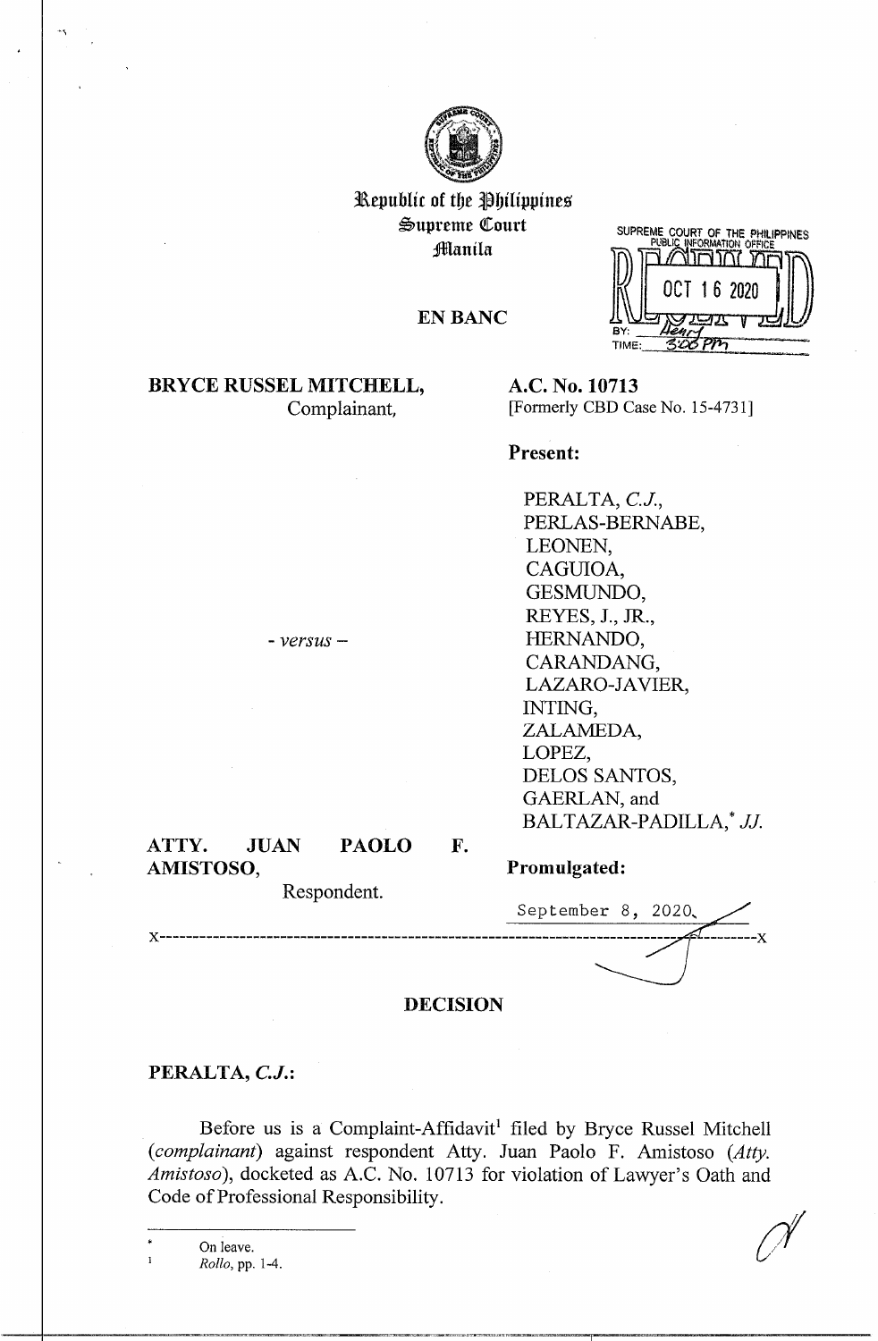Republic of the Philippines
Supreme Court
Manila

SUPREME COURT OF THE PHILIPPINES
PUBLIC INFORMATION OFFICE
RELEASED
OCT 16 2020
BY: Henry
TIME: 3:00 PM

**EN BANC**

**BRYCE RUSSEL MITCHELL,**
Complainant,

- *versus* -

**ATTY. JUAN PAOLO F. AMISTOSO,**
Respondent.

**A.C. No. 10713**
[Formerly CBD Case No. 15-4731]

**Present:**

PERALTA, *C.J.*,
PERLAS-BERNABE,
LEONEN,
CAGUIOA,
GESMUNDO,
REYES, J., JR.,
HERNANDO,
CARANDANG,
LAZARO-JAVIER,
INTING,
ZALAMEDA,
LOPEZ,
DELOS SANTOS,
GAERLAN, and
BALTAZAR-PADILLA,* *JJ.*

**Promulgated:**

September 8, 2020

x-----------------------------------------------------------------------------------x

## DECISION

**PERALTA, *C.J.*:**

Before us is a Complaint-Affidavit[1] filed by Bryce Russel Mitchell (*complainant*) against respondent Atty. Juan Paolo F. Amistoso (*Atty. Amistoso*), docketed as A.C. No. 10713 for violation of Lawyer's Oath and Code of Professional Responsibility.

---

\* On leave.

[1] *Rollo*, pp. 1-4.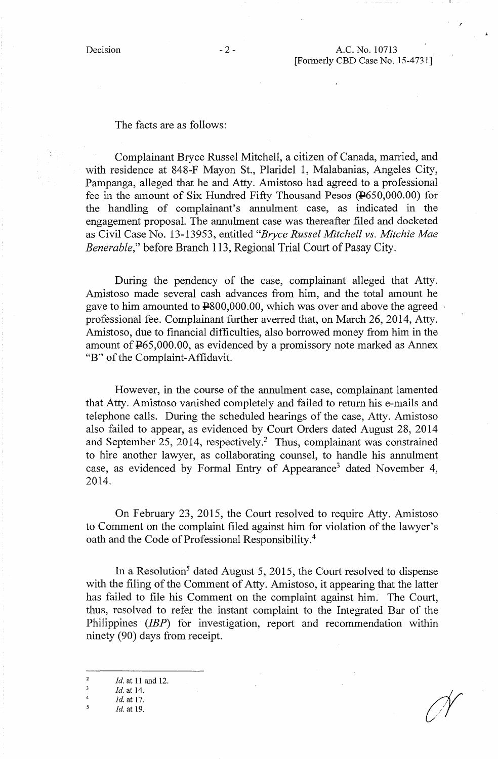The facts are as follows:

Complainant Bryce Russel Mitchell, a citizen of Canada, married, and with residence at 848-F Mayon St., Plaridel 1, Malabanias, Angeles City, Pampanga, alleged that he and Atty. Amistoso had agreed to a professional fee in the amount of Six Hundred Fifty Thousand Pesos (₱650,000.00) for the handling of complainant's annulment case, as indicated in the engagement proposal. The annulment case was thereafter filed and docketed as Civil Case No. 13-13953, entitled "*Bryce Russel Mitchell vs. Mitchie Mae Benerable*," before Branch 113, Regional Trial Court of Pasay City.

During the pendency of the case, complainant alleged that Atty. Amistoso made several cash advances from him, and the total amount he gave to him amounted to ₱800,000.00, which was over and above the agreed professional fee. Complainant further averred that, on March 26, 2014, Atty. Amistoso, due to financial difficulties, also borrowed money from him in the amount of ₱65,000.00, as evidenced by a promissory note marked as Annex "B" of the Complaint-Affidavit.

However, in the course of the annulment case, complainant lamented that Atty. Amistoso vanished completely and failed to return his e-mails and telephone calls. During the scheduled hearings of the case, Atty. Amistoso also failed to appear, as evidenced by Court Orders dated August 28, 2014 and September 25, 2014, respectively.[2] Thus, complainant was constrained to hire another lawyer, as collaborating counsel, to handle his annulment case, as evidenced by Formal Entry of Appearance[3] dated November 4, 2014.

On February 23, 2015, the Court resolved to require Atty. Amistoso to Comment on the complaint filed against him for violation of the lawyer's oath and the Code of Professional Responsibility.[4]

In a Resolution[5] dated August 5, 2015, the Court resolved to dispense with the filing of the Comment of Atty. Amistoso, it appearing that the latter has failed to file his Comment on the complaint against him. The Court, thus, resolved to refer the instant complaint to the Integrated Bar of the Philippines (*IBP*) for investigation, report and recommendation within ninety (90) days from receipt.

---

[2] *Id.* at 11 and 12.

[3] *Id.* at 14.

[4] *Id.* at 17.

[5] *Id.* at 19.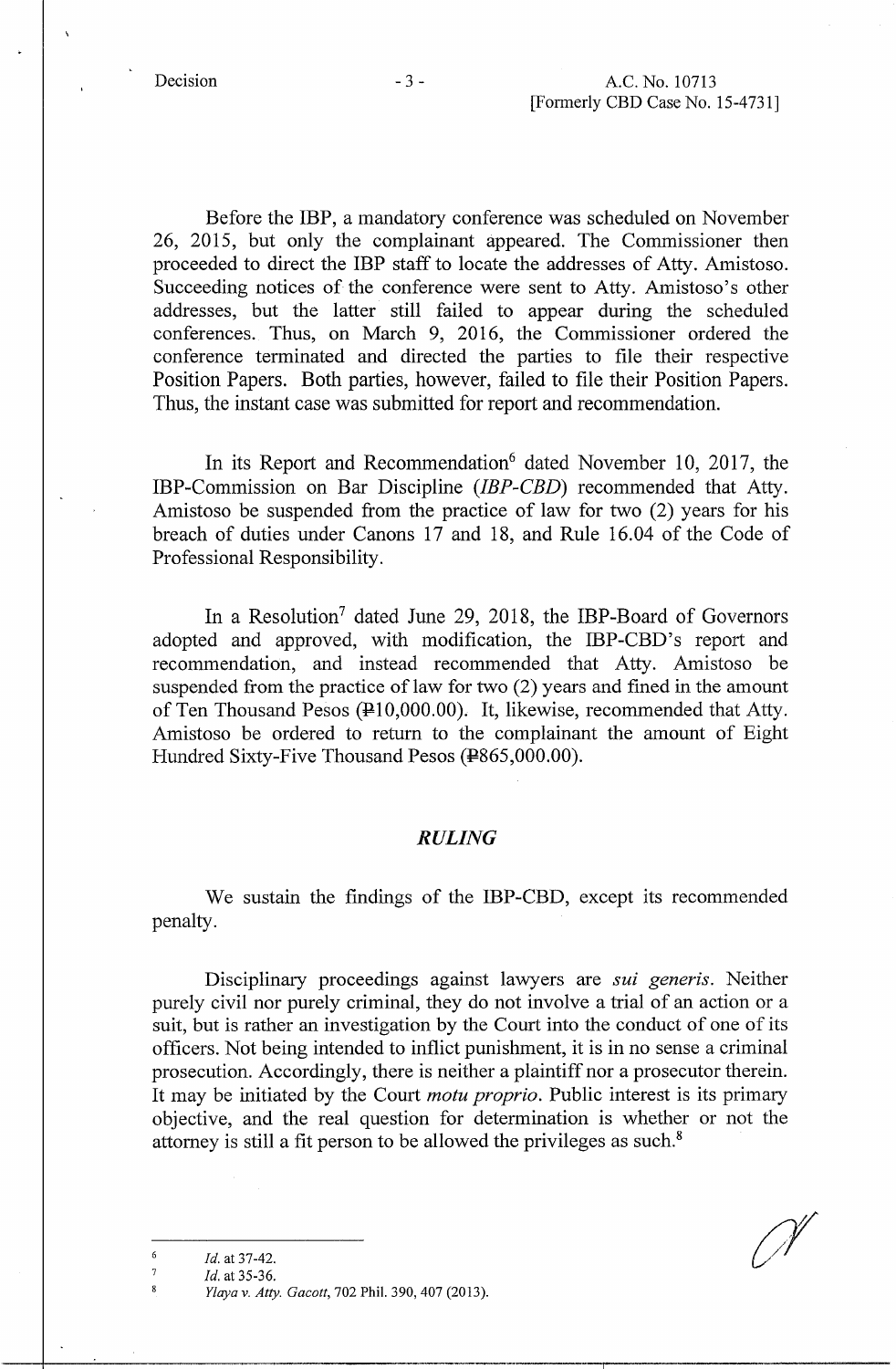Before the IBP, a mandatory conference was scheduled on November 26, 2015, but only the complainant appeared. The Commissioner then proceeded to direct the IBP staff to locate the addresses of Atty. Amistoso. Succeeding notices of the conference were sent to Atty. Amistoso's other addresses, but the latter still failed to appear during the scheduled conferences. Thus, on March 9, 2016, the Commissioner ordered the conference terminated and directed the parties to file their respective Position Papers. Both parties, however, failed to file their Position Papers. Thus, the instant case was submitted for report and recommendation.

In its Report and Recommendation[6] dated November 10, 2017, the IBP-Commission on Bar Discipline (*IBP-CBD*) recommended that Atty. Amistoso be suspended from the practice of law for two (2) years for his breach of duties under Canons 17 and 18, and Rule 16.04 of the Code of Professional Responsibility.

In a Resolution[7] dated June 29, 2018, the IBP-Board of Governors adopted and approved, with modification, the IBP-CBD's report and recommendation, and instead recommended that Atty. Amistoso be suspended from the practice of law for two (2) years and fined in the amount of Ten Thousand Pesos (₱10,000.00). It, likewise, recommended that Atty. Amistoso be ordered to return to the complainant the amount of Eight Hundred Sixty-Five Thousand Pesos (₱865,000.00).

## *RULING*

We sustain the findings of the IBP-CBD, except its recommended penalty.

Disciplinary proceedings against lawyers are *sui generis*. Neither purely civil nor purely criminal, they do not involve a trial of an action or a suit, but is rather an investigation by the Court into the conduct of one of its officers. Not being intended to inflict punishment, it is in no sense a criminal prosecution. Accordingly, there is neither a plaintiff nor a prosecutor therein. It may be initiated by the Court *motu proprio*. Public interest is its primary objective, and the real question for determination is whether or not the attorney is still a fit person to be allowed the privileges as such.[8]

---

[6] *Id.* at 37-42.

[7] *Id.* at 35-36.

[8] *Ylaya v. Atty. Gacott*, 702 Phil. 390, 407 (2013).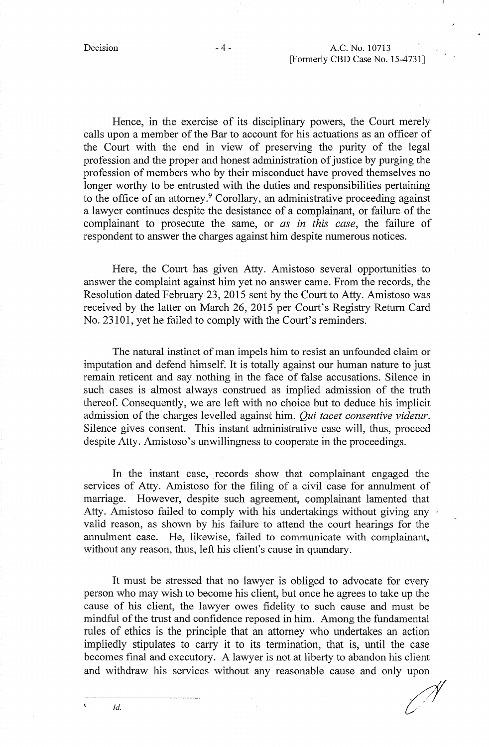Hence, in the exercise of its disciplinary powers, the Court merely calls upon a member of the Bar to account for his actuations as an officer of the Court with the end in view of preserving the purity of the legal profession and the proper and honest administration of justice by purging the profession of members who by their misconduct have proved themselves no longer worthy to be entrusted with the duties and responsibilities pertaining to the office of an attorney.[9] Corollary, an administrative proceeding against a lawyer continues despite the desistance of a complainant, or failure of the complainant to prosecute the same, or *as in this case*, the failure of respondent to answer the charges against him despite numerous notices.

Here, the Court has given Atty. Amistoso several opportunities to answer the complaint against him yet no answer came. From the records, the Resolution dated February 23, 2015 sent by the Court to Atty. Amistoso was received by the latter on March 26, 2015 per Court's Registry Return Card No. 23101, yet he failed to comply with the Court's reminders.

The natural instinct of man impels him to resist an unfounded claim or imputation and defend himself. It is totally against our human nature to just remain reticent and say nothing in the face of false accusations. Silence in such cases is almost always construed as implied admission of the truth thereof. Consequently, we are left with no choice but to deduce his implicit admission of the charges levelled against him. *Qui tacet consentive videtur*. Silence gives consent. This instant administrative case will, thus, proceed despite Atty. Amistoso's unwillingness to cooperate in the proceedings.

In the instant case, records show that complainant engaged the services of Atty. Amistoso for the filing of a civil case for annulment of marriage. However, despite such agreement, complainant lamented that Atty. Amistoso failed to comply with his undertakings without giving any valid reason, as shown by his failure to attend the court hearings for the annulment case. He, likewise, failed to communicate with complainant, without any reason, thus, left his client's cause in quandary.

It must be stressed that no lawyer is obliged to advocate for every person who may wish to become his client, but once he agrees to take up the cause of his client, the lawyer owes fidelity to such cause and must be mindful of the trust and confidence reposed in him. Among the fundamental rules of ethics is the principle that an attorney who undertakes an action impliedly stipulates to carry it to its termination, that is, until the case becomes final and executory. A lawyer is not at liberty to abandon his client and withdraw his services without any reasonable cause and only upon

---

[9] *Id.*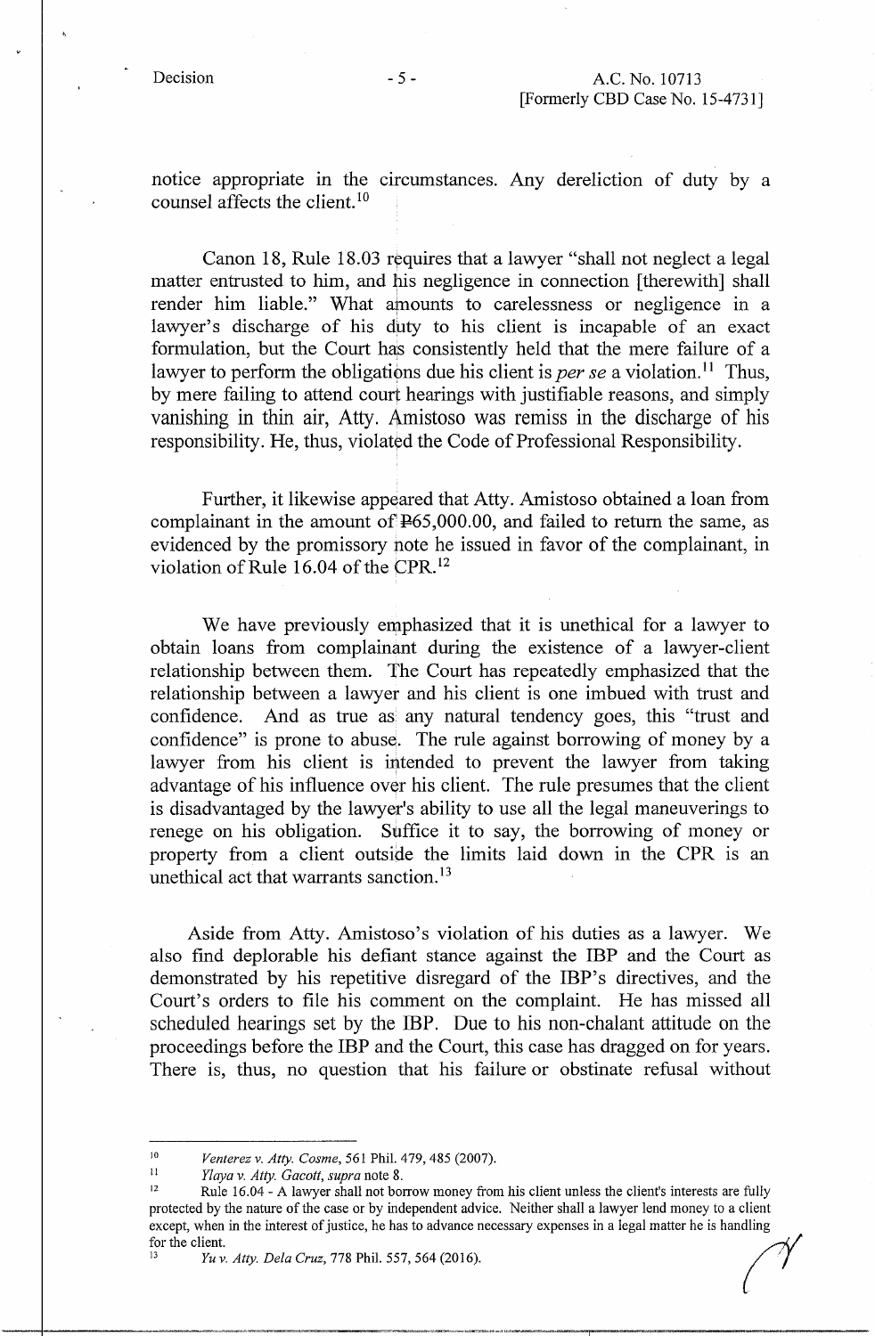notice appropriate in the circumstances. Any dereliction of duty by a counsel affects the client.[10]

Canon 18, Rule 18.03 requires that a lawyer "shall not neglect a legal matter entrusted to him, and his negligence in connection [therewith] shall render him liable." What amounts to carelessness or negligence in a lawyer's discharge of his duty to his client is incapable of an exact formulation, but the Court has consistently held that the mere failure of a lawyer to perform the obligations due his client is *per se* a violation.[11] Thus, by mere failing to attend court hearings with justifiable reasons, and simply vanishing in thin air, Atty. Amistoso was remiss in the discharge of his responsibility. He, thus, violated the Code of Professional Responsibility.

Further, it likewise appeared that Atty. Amistoso obtained a loan from complainant in the amount of ₱65,000.00, and failed to return the same, as evidenced by the promissory note he issued in favor of the complainant, in violation of Rule 16.04 of the CPR.[12]

We have previously emphasized that it is unethical for a lawyer to obtain loans from complainant during the existence of a lawyer-client relationship between them. The Court has repeatedly emphasized that the relationship between a lawyer and his client is one imbued with trust and confidence. And as true as any natural tendency goes, this "trust and confidence" is prone to abuse. The rule against borrowing of money by a lawyer from his client is intended to prevent the lawyer from taking advantage of his influence over his client. The rule presumes that the client is disadvantaged by the lawyer's ability to use all the legal maneuverings to renege on his obligation. Suffice it to say, the borrowing of money or property from a client outside the limits laid down in the CPR is an unethical act that warrants sanction.[13]

Aside from Atty. Amistoso's violation of his duties as a lawyer. We also find deplorable his defiant stance against the IBP and the Court as demonstrated by his repetitive disregard of the IBP's directives, and the Court's orders to file his comment on the complaint. He has missed all scheduled hearings set by the IBP. Due to his non-chalant attitude on the proceedings before the IBP and the Court, this case has dragged on for years. There is, thus, no question that his failure or obstinate refusal without

---

[10] *Venterez v. Atty. Cosme*, 561 Phil. 479, 485 (2007).

[11] *Ylaya v. Atty. Gacott, supra* note 8.

[12] Rule 16.04 - A lawyer shall not borrow money from his client unless the client's interests are fully protected by the nature of the case or by independent advice. Neither shall a lawyer lend money to a client except, when in the interest of justice, he has to advance necessary expenses in a legal matter he is handling for the client.

[13] *Yu v. Atty. Dela Cruz*, 778 Phil. 557, 564 (2016).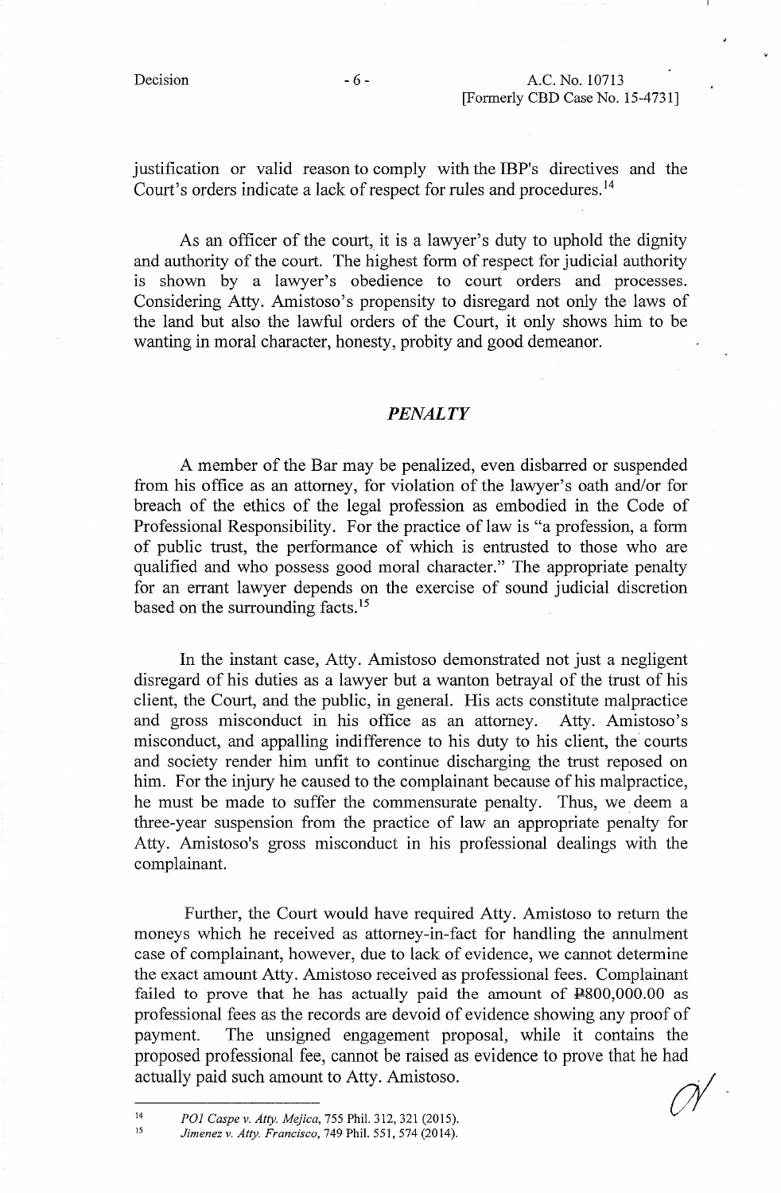justification or valid reason to comply with the IBP's directives and the Court's orders indicate a lack of respect for rules and procedures.[14]

As an officer of the court, it is a lawyer's duty to uphold the dignity and authority of the court. The highest form of respect for judicial authority is shown by a lawyer's obedience to court orders and processes. Considering Atty. Amistoso's propensity to disregard not only the laws of the land but also the lawful orders of the Court, it only shows him to be wanting in moral character, honesty, probity and good demeanor.

## *PENALTY*

A member of the Bar may be penalized, even disbarred or suspended from his office as an attorney, for violation of the lawyer's oath and/or for breach of the ethics of the legal profession as embodied in the Code of Professional Responsibility. For the practice of law is "a profession, a form of public trust, the performance of which is entrusted to those who are qualified and who possess good moral character." The appropriate penalty for an errant lawyer depends on the exercise of sound judicial discretion based on the surrounding facts.[15]

In the instant case, Atty. Amistoso demonstrated not just a negligent disregard of his duties as a lawyer but a wanton betrayal of the trust of his client, the Court, and the public, in general. His acts constitute malpractice and gross misconduct in his office as an attorney. Atty. Amistoso's misconduct, and appalling indifference to his duty to his client, the courts and society render him unfit to continue discharging the trust reposed on him. For the injury he caused to the complainant because of his malpractice, he must be made to suffer the commensurate penalty. Thus, we deem a three-year suspension from the practice of law an appropriate penalty for Atty. Amistoso's gross misconduct in his professional dealings with the complainant.

Further, the Court would have required Atty. Amistoso to return the moneys which he received as attorney-in-fact for handling the annulment case of complainant, however, due to lack of evidence, we cannot determine the exact amount Atty. Amistoso received as professional fees. Complainant failed to prove that he has actually paid the amount of ₱800,000.00 as professional fees as the records are devoid of evidence showing any proof of payment. The unsigned engagement proposal, while it contains the proposed professional fee, cannot be raised as evidence to prove that he had actually paid such amount to Atty. Amistoso.

---

[14] *PO1 Caspe v. Atty. Mejica*, 755 Phil. 312, 321 (2015).

[15] *Jimenez v. Atty. Francisco*, 749 Phil. 551, 574 (2014).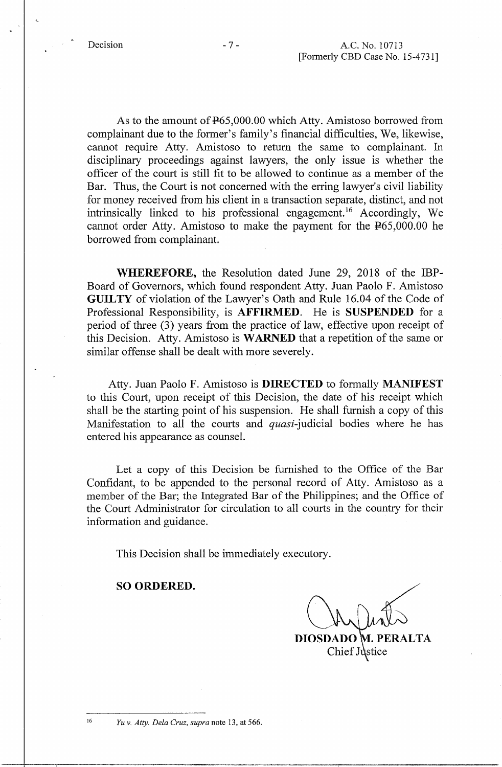As to the amount of ₱65,000.00 which Atty. Amistoso borrowed from complainant due to the former's family's financial difficulties, We, likewise, cannot require Atty. Amistoso to return the same to complainant. In disciplinary proceedings against lawyers, the only issue is whether the officer of the court is still fit to be allowed to continue as a member of the Bar. Thus, the Court is not concerned with the erring lawyer's civil liability for money received from his client in a transaction separate, distinct, and not intrinsically linked to his professional engagement.[16] Accordingly, We cannot order Atty. Amistoso to make the payment for the ₱65,000.00 he borrowed from complainant.

**WHEREFORE,** the Resolution dated June 29, 2018 of the IBP-Board of Governors, which found respondent Atty. Juan Paolo F. Amistoso **GUILTY** of violation of the Lawyer's Oath and Rule 16.04 of the Code of Professional Responsibility, is **AFFIRMED**. He is **SUSPENDED** for a period of three (3) years from the practice of law, effective upon receipt of this Decision. Atty. Amistoso is **WARNED** that a repetition of the same or similar offense shall be dealt with more severely.

Atty. Juan Paolo F. Amistoso is **DIRECTED** to formally **MANIFEST** to this Court, upon receipt of this Decision, the date of his receipt which shall be the starting point of his suspension. He shall furnish a copy of this Manifestation to all the courts and *quasi*-judicial bodies where he has entered his appearance as counsel.

Let a copy of this Decision be furnished to the Office of the Bar Confidant, to be appended to the personal record of Atty. Amistoso as a member of the Bar; the Integrated Bar of the Philippines; and the Office of the Court Administrator for circulation to all courts in the country for their information and guidance.

This Decision shall be immediately executory.

**SO ORDERED.**

**DIOSDADO M. PERALTA**
Chief Justice

---

[16] *Yu v. Atty. Dela Cruz, supra* note 13, at 566.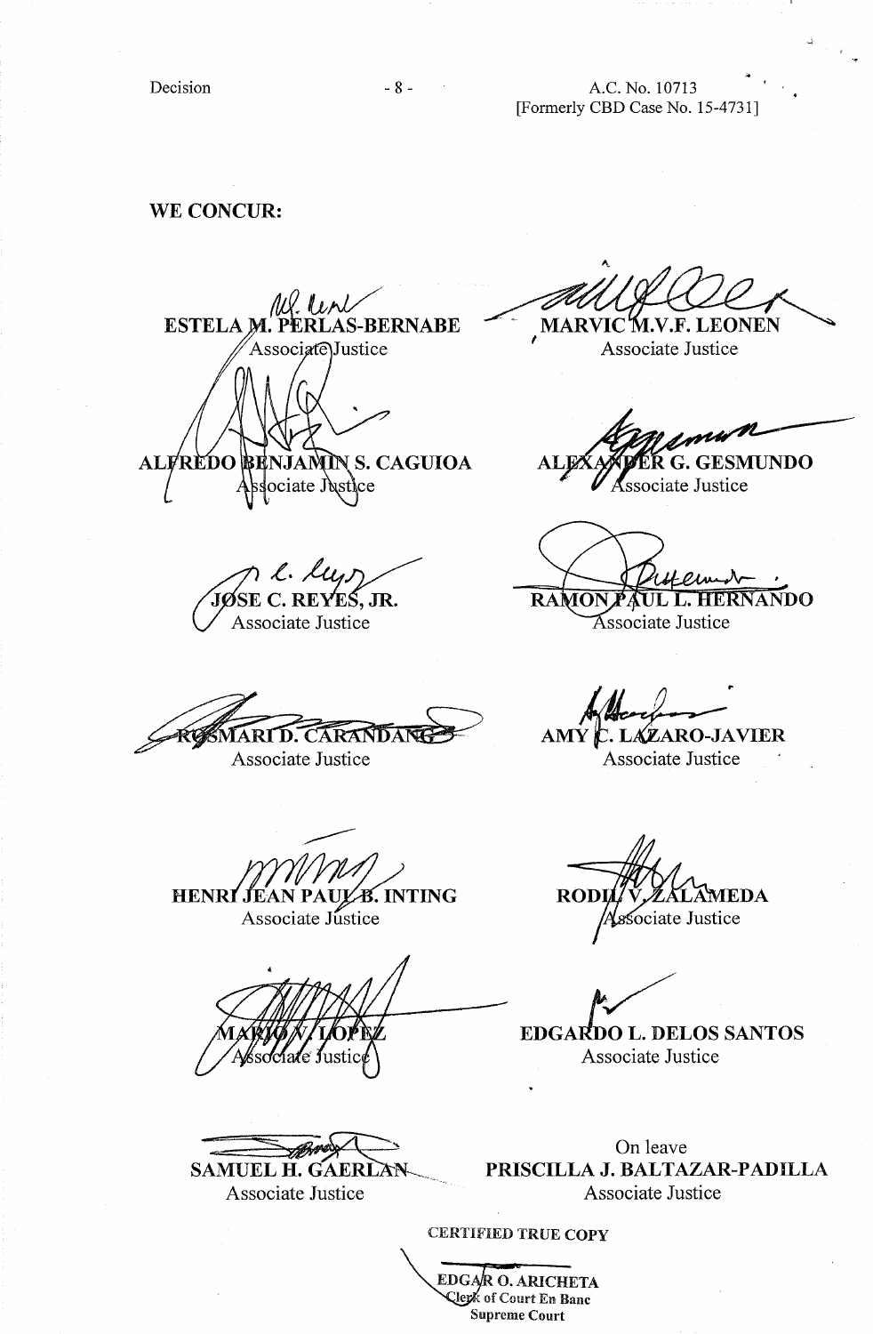**WE CONCUR:**

ESTELA M. PERLAS-BERNABE
Associate Justice

MARVIC M.V.F. LEONEN
Associate Justice

ALFREDO BENJAMIN S. CAGUIOA
Associate Justice

ALEXANDER G. GESMUNDO
Associate Justice

JOSE C. REYES, JR.
Associate Justice

RAMON PAUL L. HERNANDO
Associate Justice

ROSMARI D. CARANDANG
Associate Justice

AMY C. LAZARO-JAVIER
Associate Justice

HENRI JEAN PAUL B. INTING
Associate Justice

RODIL V. ZALAMEDA
Associate Justice

MARIO V. LOPEZ
Associate Justice

EDGARDO L. DELOS SANTOS
Associate Justice

SAMUEL H. GAERLAN
Associate Justice

On leave
PRISCILLA J. BALTAZAR-PADILLA
Associate Justice

CERTIFIED TRUE COPY

EDGAR O. ARICHETA
Clerk of Court En Banc
Supreme Court